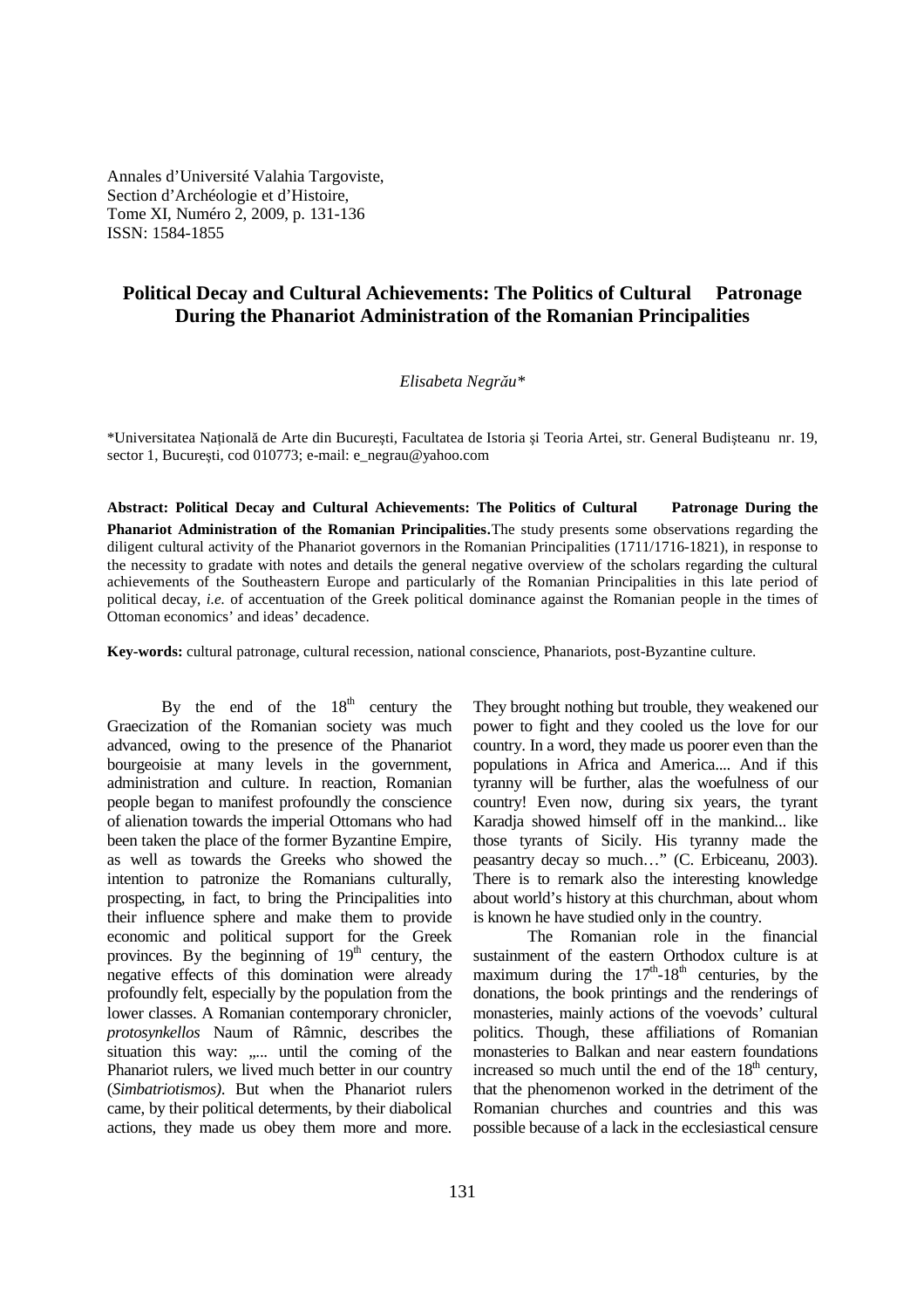Annales d'Université Valahia Targoviste,
Section d'Archéologie et d'Histoire,
Tome XI, Numéro 2, 2009, p. 131-136
ISSN: 1584-1855

# Political Decay and Cultural Achievements: The Politics of Cultural Patronage During the Phanariot Administration of the Romanian Principalities

*Elisabeta Negrău\**

\*Universitatea Națională de Arte din București, Facultatea de Istoria şi Teoria Artei, str. General Budișteanu nr. 19, sector 1, București, cod 010773; e-mail: e_negrau@yahoo.com

**Abstract: Political Decay and Cultural Achievements: The Politics of Cultural Patronage During the Phanariot Administration of the Romanian Principalities.** The study presents some observations regarding the diligent cultural activity of the Phanariot governors in the Romanian Principalities (1711/1716-1821), in response to the necessity to gradate with notes and details the general negative overview of the scholars regarding the cultural achievements of the Southeastern Europe and particularly of the Romanian Principalities in this late period of political decay, *i.e.* of accentuation of the Greek political dominance against the Romanian people in the times of Ottoman economics' and ideas' decadence.

**Key-words:** cultural patronage, cultural recession, national conscience, Phanariots, post-Byzantine culture.

By the end of the 18th century the Graecization of the Romanian society was much advanced, owing to the presence of the Phanariot bourgeoisie at many levels in the government, administration and culture. In reaction, Romanian people began to manifest profoundly the conscience of alienation towards the imperial Ottomans who had been taken the place of the former Byzantine Empire, as well as towards the Greeks who showed the intention to patronize the Romanians culturally, prospecting, in fact, to bring the Principalities into their influence sphere and make them to provide economic and political support for the Greek provinces. By the beginning of 19th century, the negative effects of this domination were already profoundly felt, especially by the population from the lower classes. A Romanian contemporary chronicler, *protosynkellos* Naum of Râmnic, describes the situation this way: „... until the coming of the Phanariot rulers, we lived much better in our country (*Simbatriotismos)*. But when the Phanariot rulers came, by their political determents, by their diabolical actions, they made us obey them more and more. They brought nothing but trouble, they weakened our power to fight and they cooled us the love for our country. In a word, they made us poorer even than the populations in Africa and America.... And if this tyranny will be further, alas the woefulness of our country! Even now, during six years, the tyrant Karadja showed himself off in the mankind... like those tyrants of Sicily. His tyranny made the peasantry decay so much…" (C. Erbiceanu, 2003). There is to remark also the interesting knowledge about world's history at this churchman, about whom is known he have studied only in the country.

The Romanian role in the financial sustainment of the eastern Orthodox culture is at maximum during the 17th-18th centuries, by the donations, the book printings and the renderings of monasteries, mainly actions of the voevods' cultural politics. Though, these affiliations of Romanian monasteries to Balkan and near eastern foundations increased so much until the end of the 18th century, that the phenomenon worked in the detriment of the Romanian churches and countries and this was possible because of a lack in the ecclesiastical censure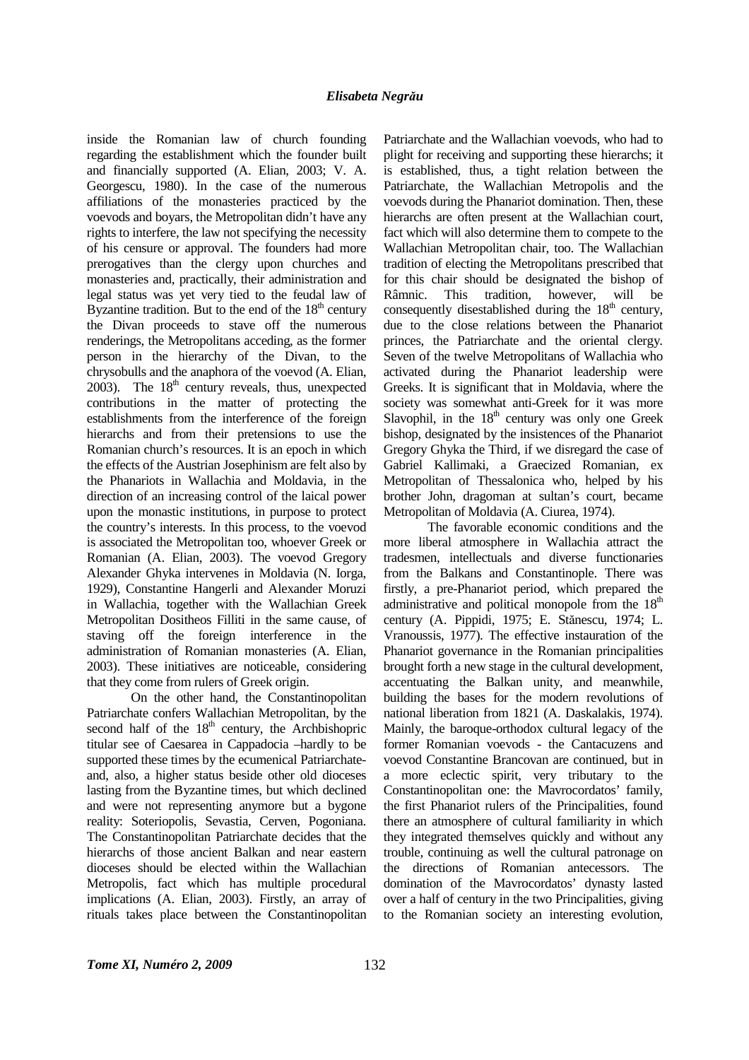inside the Romanian law of church founding regarding the establishment which the founder built and financially supported (A. Elian, 2003; V. A. Georgescu, 1980). In the case of the numerous affiliations of the monasteries practiced by the voevods and boyars, the Metropolitan didn't have any rights to interfere, the law not specifying the necessity of his censure or approval. The founders had more prerogatives than the clergy upon churches and monasteries and, practically, their administration and legal status was yet very tied to the feudal law of Byzantine tradition. But to the end of the 18th century the Divan proceeds to stave off the numerous renderings, the Metropolitans acceding, as the former person in the hierarchy of the Divan, to the chrysobulls and the anaphora of the voevod (A. Elian, 2003). The 18th century reveals, thus, unexpected contributions in the matter of protecting the establishments from the interference of the foreign hierarchs and from their pretensions to use the Romanian church's resources. It is an epoch in which the effects of the Austrian Josephinism are felt also by the Phanariots in Wallachia and Moldavia, in the direction of an increasing control of the laical power upon the monastic institutions, in purpose to protect the country's interests. In this process, to the voevod is associated the Metropolitan too, whoever Greek or Romanian (A. Elian, 2003). The voevod Gregory Alexander Ghyka intervenes in Moldavia (N. Iorga, 1929), Constantine Hangerli and Alexander Moruzi in Wallachia, together with the Wallachian Greek Metropolitan Dositheos Filliti in the same cause, of staving off the foreign interference in the administration of Romanian monasteries (A. Elian, 2003). These initiatives are noticeable, considering that they come from rulers of Greek origin.

On the other hand, the Constantinopolitan Patriarchate confers Wallachian Metropolitan, by the second half of the 18th century, the Archbishopric titular see of Caesarea in Cappadocia –hardly to be supported these times by the ecumenical Patriarchate- and, also, a higher status beside other old dioceses lasting from the Byzantine times, but which declined and were not representing anymore but a bygone reality: Soteriopolis, Sevastia, Cerven, Pogoniana. The Constantinopolitan Patriarchate decides that the hierarchs of those ancient Balkan and near eastern dioceses should be elected within the Wallachian Metropolis, fact which has multiple procedural implications (A. Elian, 2003). Firstly, an array of rituals takes place between the Constantinopolitan Patriarchate and the Wallachian voevods, who had to plight for receiving and supporting these hierarchs; it is established, thus, a tight relation between the Patriarchate, the Wallachian Metropolis and the voevods during the Phanariot domination. Then, these hierarchs are often present at the Wallachian court, fact which will also determine them to compete to the Wallachian Metropolitan chair, too. The Wallachian tradition of electing the Metropolitans prescribed that for this chair should be designated the bishop of Râmnic. This tradition, however, will be consequently disestablished during the 18th century, due to the close relations between the Phanariot princes, the Patriarchate and the oriental clergy. Seven of the twelve Metropolitans of Wallachia who activated during the Phanariot leadership were Greeks. It is significant that in Moldavia, where the society was somewhat anti-Greek for it was more Slavophil, in the 18th century was only one Greek bishop, designated by the insistences of the Phanariot Gregory Ghyka the Third, if we disregard the case of Gabriel Kallimaki, a Graecized Romanian, ex Metropolitan of Thessalonica who, helped by his brother John, dragoman at sultan's court, became Metropolitan of Moldavia (A. Ciurea, 1974).

The favorable economic conditions and the more liberal atmosphere in Wallachia attract the tradesmen, intellectuals and diverse functionaries from the Balkans and Constantinople. There was firstly, a pre-Phanariot period, which prepared the administrative and political monopole from the 18th century (A. Pippidi, 1975; E. Stănescu, 1974; L. Vranoussis, 1977). The effective instauration of the Phanariot governance in the Romanian principalities brought forth a new stage in the cultural development, accentuating the Balkan unity, and meanwhile, building the bases for the modern revolutions of national liberation from 1821 (A. Daskalakis, 1974). Mainly, the baroque-orthodox cultural legacy of the former Romanian voevods - the Cantacuzens and voevod Constantine Brancovan are continued, but in a more eclectic spirit, very tributary to the Constantinopolitan one: the Mavrocordatos' family, the first Phanariot rulers of the Principalities, found there an atmosphere of cultural familiarity in which they integrated themselves quickly and without any trouble, continuing as well the cultural patronage on the directions of Romanian antecessors. The domination of the Mavrocordatos' dynasty lasted over a half of century in the two Principalities, giving to the Romanian society an interesting evolution,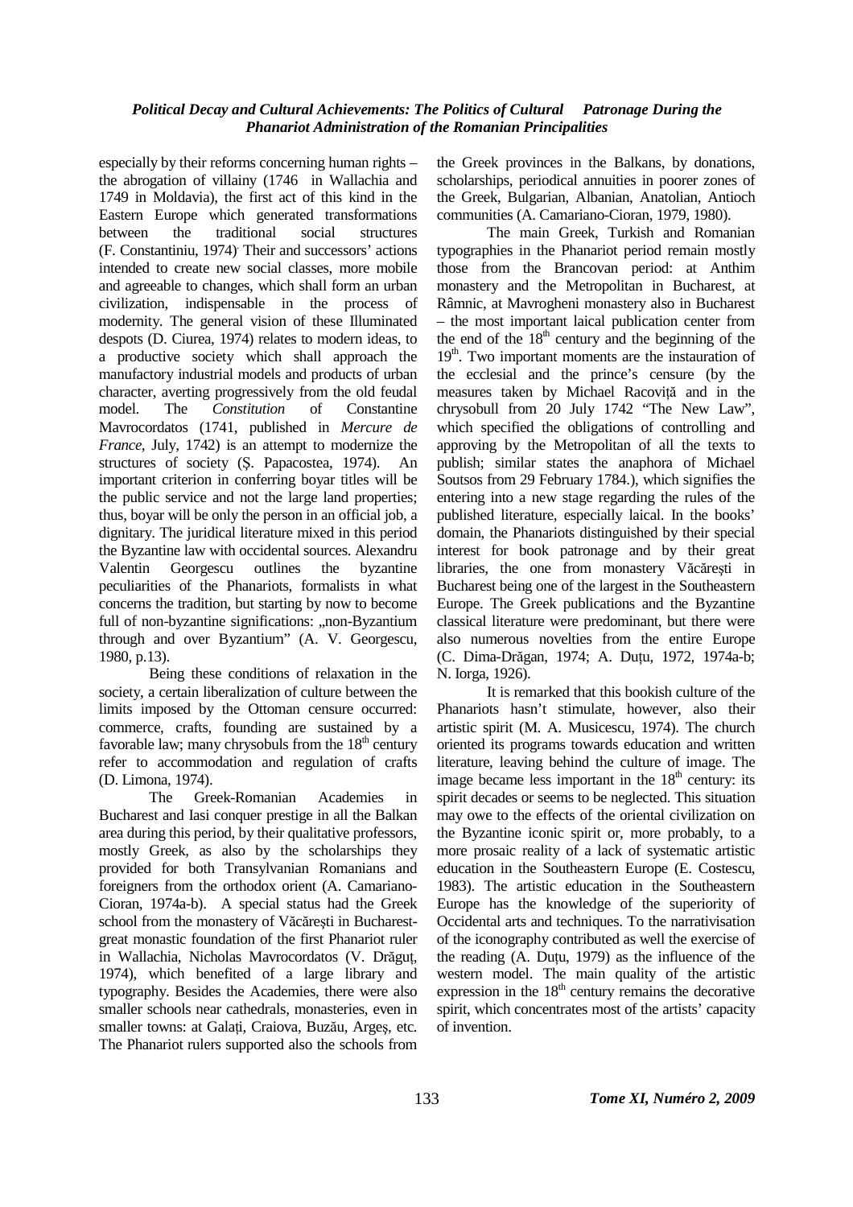especially by their reforms concerning human rights – the abrogation of villainy (1746 in Wallachia and 1749 in Moldavia), the first act of this kind in the Eastern Europe which generated transformations between the traditional social structures (F. Constantiniu, 1974). Their and successors' actions intended to create new social classes, more mobile and agreeable to changes, which shall form an urban civilization, indispensable in the process of modernity. The general vision of these Illuminated despots (D. Ciurea, 1974) relates to modern ideas, to a productive society which shall approach the manufactory industrial models and products of urban character, averting progressively from the old feudal model. The *Constitution* of Constantine Mavrocordatos (1741, published in *Mercure de France*, July, 1742) is an attempt to modernize the structures of society (Ş. Papacostea, 1974). An important criterion in conferring boyar titles will be the public service and not the large land properties; thus, boyar will be only the person in an official job, a dignitary. The juridical literature mixed in this period the Byzantine law with occidental sources. Alexandru Valentin Georgescu outlines the byzantine peculiarities of the Phanariots, formalists in what concerns the tradition, but starting by now to become full of non-byzantine significations: „non-Byzantium through and over Byzantium" (A. V. Georgescu, 1980, p.13).

Being these conditions of relaxation in the society, a certain liberalization of culture between the limits imposed by the Ottoman censure occurred: commerce, crafts, founding are sustained by a favorable law; many chrysobuls from the 18th century refer to accommodation and regulation of crafts (D. Limona, 1974).

The Greek-Romanian Academies in Bucharest and Iasi conquer prestige in all the Balkan area during this period, by their qualitative professors, mostly Greek, as also by the scholarships they provided for both Transylvanian Romanians and foreigners from the orthodox orient (A. Camariano-Cioran, 1974a-b). A special status had the Greek school from the monastery of Văcăreşti in Bucharest- great monastic foundation of the first Phanariot ruler in Wallachia, Nicholas Mavrocordatos (V. Drăguţ, 1974), which benefited of a large library and typography. Besides the Academies, there were also smaller schools near cathedrals, monasteries, even in smaller towns: at Galaţi, Craiova, Buzău, Argeş, etc. The Phanariot rulers supported also the schools from the Greek provinces in the Balkans, by donations, scholarships, periodical annuities in poorer zones of the Greek, Bulgarian, Albanian, Anatolian, Antioch communities (A. Camariano-Cioran, 1979, 1980).

The main Greek, Turkish and Romanian typographies in the Phanariot period remain mostly those from the Brancovan period: at Anthim monastery and the Metropolitan in Bucharest, at Râmnic, at Mavrogheni monastery also in Bucharest – the most important laical publication center from the end of the 18th century and the beginning of the 19th. Two important moments are the instauration of the ecclesial and the prince's censure (by the measures taken by Michael Racoviţă and in the chrysobull from 20 July 1742 "The New Law", which specified the obligations of controlling and approving by the Metropolitan of all the texts to publish; similar states the anaphora of Michael Soutsos from 29 February 1784.), which signifies the entering into a new stage regarding the rules of the published literature, especially laical. In the books' domain, the Phanariots distinguished by their special interest for book patronage and by their great libraries, the one from monastery Văcăreşti in Bucharest being one of the largest in the Southeastern Europe. The Greek publications and the Byzantine classical literature were predominant, but there were also numerous novelties from the entire Europe (C. Dima-Drăgan, 1974; A. Duţu, 1972, 1974a-b; N. Iorga, 1926).

It is remarked that this bookish culture of the Phanariots hasn't stimulate, however, also their artistic spirit (M. A. Musicescu, 1974). The church oriented its programs towards education and written literature, leaving behind the culture of image. The image became less important in the 18th century: its spirit decades or seems to be neglected. This situation may owe to the effects of the oriental civilization on the Byzantine iconic spirit or, more probably, to a more prosaic reality of a lack of systematic artistic education in the Southeastern Europe (E. Costescu, 1983). The artistic education in the Southeastern Europe has the knowledge of the superiority of Occidental arts and techniques. To the narrativisation of the iconography contributed as well the exercise of the reading (A. Duţu, 1979) as the influence of the western model. The main quality of the artistic expression in the 18th century remains the decorative spirit, which concentrates most of the artists' capacity of invention.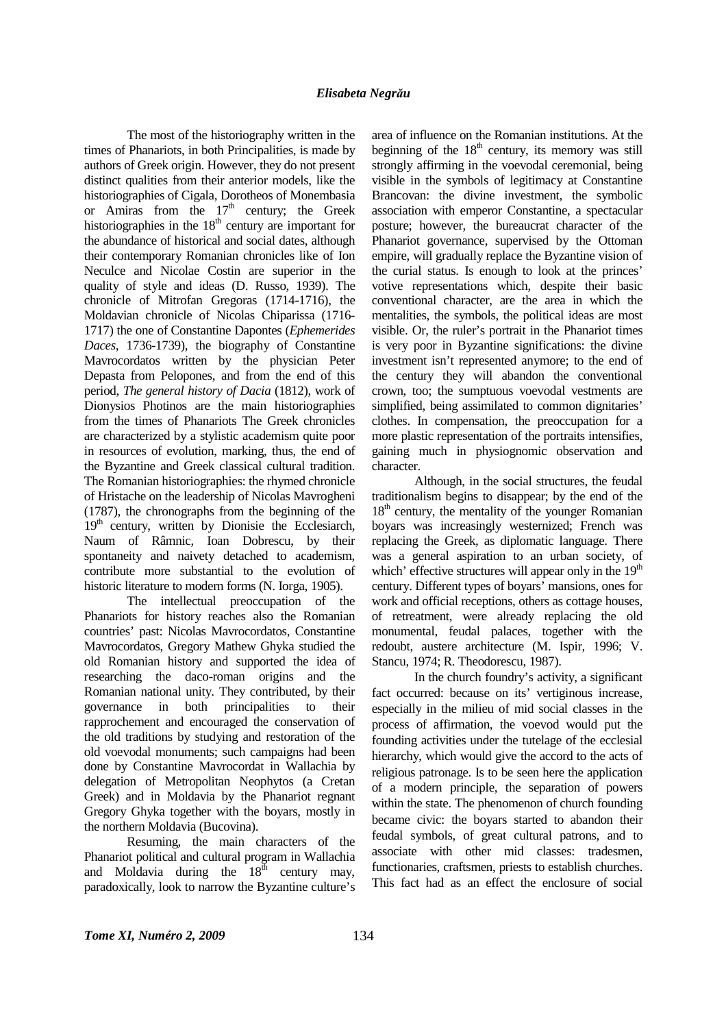The most of the historiography written in the times of Phanariots, in both Principalities, is made by authors of Greek origin. However, they do not present distinct qualities from their anterior models, like the historiographies of Cigala, Dorotheos of Monembasia or Amiras from the 17th century; the Greek historiographies in the 18th century are important for the abundance of historical and social dates, although their contemporary Romanian chronicles like of Ion Neculce and Nicolae Costin are superior in the quality of style and ideas (D. Russo, 1939). The chronicle of Mitrofan Gregoras (1714-1716), the Moldavian chronicle of Nicolas Chiparissa (1716-1717) the one of Constantine Dapontes (*Ephemerides Daces*, 1736-1739), the biography of Constantine Mavrocordatos written by the physician Peter Depasta from Pelopones, and from the end of this period, *The general history of Dacia* (1812), work of Dionysios Photinos are the main historiographies from the times of Phanariots The Greek chronicles are characterized by a stylistic academism quite poor in resources of evolution, marking, thus, the end of the Byzantine and Greek classical cultural tradition. The Romanian historiographies: the rhymed chronicle of Hristache on the leadership of Nicolas Mavrogheni (1787), the chronographs from the beginning of the 19th century, written by Dionisie the Ecclesiarch, Naum of Râmnic, Ioan Dobrescu, by their spontaneity and naivety detached to academism, contribute more substantial to the evolution of historic literature to modern forms (N. Iorga, 1905).

The intellectual preoccupation of the Phanariots for history reaches also the Romanian countries' past: Nicolas Mavrocordatos, Constantine Mavrocordatos, Gregory Mathew Ghyka studied the old Romanian history and supported the idea of researching the daco-roman origins and the Romanian national unity. They contributed, by their governance in both principalities to their rapprochement and encouraged the conservation of the old traditions by studying and restoration of the old voevodal monuments; such campaigns had been done by Constantine Mavrocordat in Wallachia by delegation of Metropolitan Neophytos (a Cretan Greek) and in Moldavia by the Phanariot regnant Gregory Ghyka together with the boyars, mostly in the northern Moldavia (Bucovina).

Resuming, the main characters of the Phanariot political and cultural program in Wallachia and Moldavia during the 18th century may, paradoxically, look to narrow the Byzantine culture's area of influence on the Romanian institutions. At the beginning of the 18th century, its memory was still strongly affirming in the voevodal ceremonial, being visible in the symbols of legitimacy at Constantine Brancovan: the divine investment, the symbolic association with emperor Constantine, a spectacular posture; however, the bureaucrat character of the Phanariot governance, supervised by the Ottoman empire, will gradually replace the Byzantine vision of the curial status. Is enough to look at the princes' votive representations which, despite their basic conventional character, are the area in which the mentalities, the symbols, the political ideas are most visible. Or, the ruler's portrait in the Phanariot times is very poor in Byzantine significations: the divine investment isn't represented anymore; to the end of the century they will abandon the conventional crown, too; the sumptuous voevodal vestments are simplified, being assimilated to common dignitaries' clothes. In compensation, the preoccupation for a more plastic representation of the portraits intensifies, gaining much in physiognomic observation and character.

Although, in the social structures, the feudal traditionalism begins to disappear; by the end of the 18th century, the mentality of the younger Romanian boyars was increasingly westernized; French was replacing the Greek, as diplomatic language. There was a general aspiration to an urban society, of which' effective structures will appear only in the 19th century. Different types of boyars' mansions, ones for work and official receptions, others as cottage houses, of retreatment, were already replacing the old monumental, feudal palaces, together with the redoubt, austere architecture (M. Ispir, 1996; V. Stancu, 1974; R. Theodorescu, 1987).

In the church foundry's activity, a significant fact occurred: because on its' vertiginous increase, especially in the milieu of mid social classes in the process of affirmation, the voevod would put the founding activities under the tutelage of the ecclesial hierarchy, which would give the accord to the acts of religious patronage. Is to be seen here the application of a modern principle, the separation of powers within the state. The phenomenon of church founding became civic: the boyars started to abandon their feudal symbols, of great cultural patrons, and to associate with other mid classes: tradesmen, functionaries, craftsmen, priests to establish churches. This fact had as an effect the enclosure of social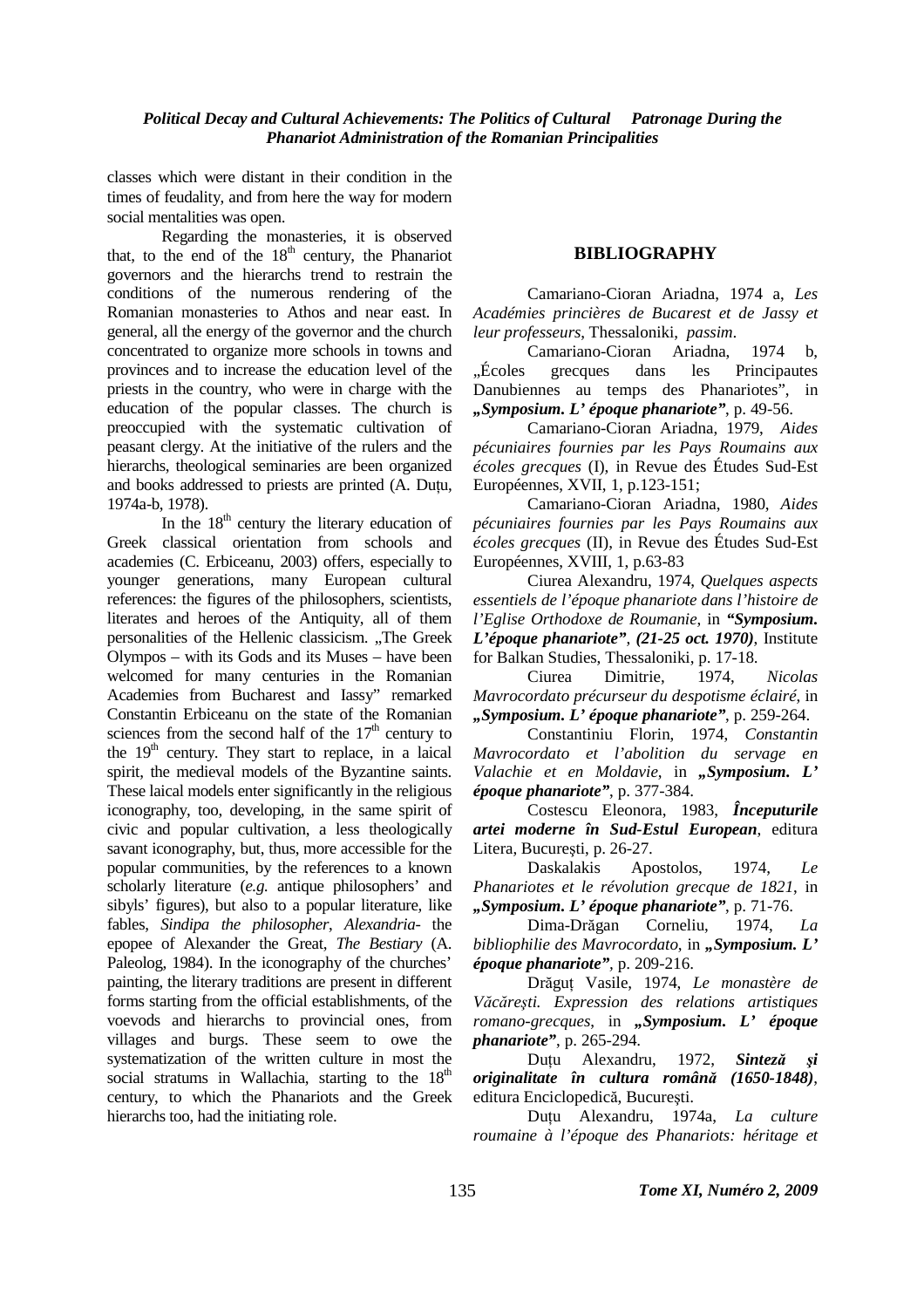classes which were distant in their condition in the times of feudality, and from here the way for modern social mentalities was open.

Regarding the monasteries, it is observed that, to the end of the $18^{th}$ century, the Phanariot governors and the hierarchs trend to restrain the conditions of the numerous rendering of the Romanian monasteries to Athos and near east. In general, all the energy of the governor and the church concentrated to organize more schools in towns and provinces and to increase the education level of the priests in the country, who were in charge with the education of the popular classes. The church is preoccupied with the systematic cultivation of peasant clergy. At the initiative of the rulers and the hierarchs, theological seminaries are been organized and books addressed to priests are printed (A. Duțu, 1974a-b, 1978).

In the $18^{th}$ century the literary education of Greek classical orientation from schools and academies (C. Erbiceanu, 2003) offers, especially to younger generations, many European cultural references: the figures of the philosophers, scientists, literates and heroes of the Antiquity, all of them personalities of the Hellenic classicism. „The Greek Olympos – with its Gods and its Muses – have been welcomed for many centuries in the Romanian Academies from Bucharest and Iassy" remarked Constantin Erbiceanu on the state of the Romanian sciences from the second half of the $17^{th}$ century to the $19^{th}$ century. They start to replace, in a laical spirit, the medieval models of the Byzantine saints. These laical models enter significantly in the religious iconography, too, developing, in the same spirit of civic and popular cultivation, a less theologically savant iconography, but, thus, more accessible for the popular communities, by the references to a known scholarly literature (*e.g.* antique philosophers' and sibyls' figures), but also to a popular literature, like fables, *Sindipa the philosopher*, *Alexandria*- the epopee of Alexander the Great, *The Bestiary* (A. Paleolog, 1984). In the iconography of the churches' painting, the literary traditions are present in different forms starting from the official establishments, of the voevods and hierarchs to provincial ones, from villages and burgs. These seem to owe the systematization of the written culture in most the social stratums in Wallachia, starting to the $18^{th}$ century, to which the Phanariots and the Greek hierarchs too, had the initiating role.

## BIBLIOGRAPHY

Camariano-Cioran Ariadna, 1974 a, *Les Académies princières de Bucarest et de Jassy et leur professeurs*, Thessaloniki, *passim*.

Camariano-Cioran Ariadna, 1974 b, „Écoles grecques dans les Principautes Danubiennes au temps des Phanariotes", in ***„Symposium. L' époque phanariote"***, p. 49-56.

Camariano-Cioran Ariadna, 1979, *Aides pécuniaires fournies par les Pays Roumains aux écoles grecques* (I), in Revue des Études Sud-Est Européennes, XVII, 1, p.123-151;

Camariano-Cioran Ariadna, 1980, *Aides pécuniaires fournies par les Pays Roumains aux écoles grecques* (II), in Revue des Études Sud-Est Européennes, XVIII, 1, p.63-83

Ciurea Alexandru, 1974, *Quelques aspects essentiels de l'époque phanariote dans l'histoire de l'Eglise Orthodoxe de Roumanie*, in ***"Symposium. L'époque phanariote", (21-25 oct. 1970)***, Institute for Balkan Studies, Thessaloniki, p. 17-18.

Ciurea Dimitrie, 1974, *Nicolas Mavrocordato précurseur du despotisme éclairé*, in ***„Symposium. L' époque phanariote"***, p. 259-264.

Constantiniu Florin, 1974, *Constantin Mavrocordato et l'abolition du servage en Valachie et en Moldavie*, in ***„Symposium. L' époque phanariote"***, p. 377-384.

Costescu Eleonora, 1983, ***Începuturile artei moderne în Sud-Estul European***, editura Litera, București, p. 26-27.

Daskalakis Apostolos, 1974, *Le Phanariotes et le révolution grecque de 1821*, in ***„Symposium. L' époque phanariote"***, p. 71-76.

Dima-Drăgan Corneliu, 1974, *La bibliophilie des Mavrocordato*, in ***„Symposium. L' époque phanariote"***, p. 209-216.

Drăguț Vasile, 1974, *Le monastère de Văcărești. Expression des relations artistiques romano-grecques*, in ***„Symposium. L' époque phanariote"***, p. 265-294.

Duțu Alexandru, 1972, ***Sinteză și originalitate în cultura română (1650-1848)***, editura Enciclopedică, București.

Duțu Alexandru, 1974a, *La culture roumaine à l'époque des Phanariots: héritage et*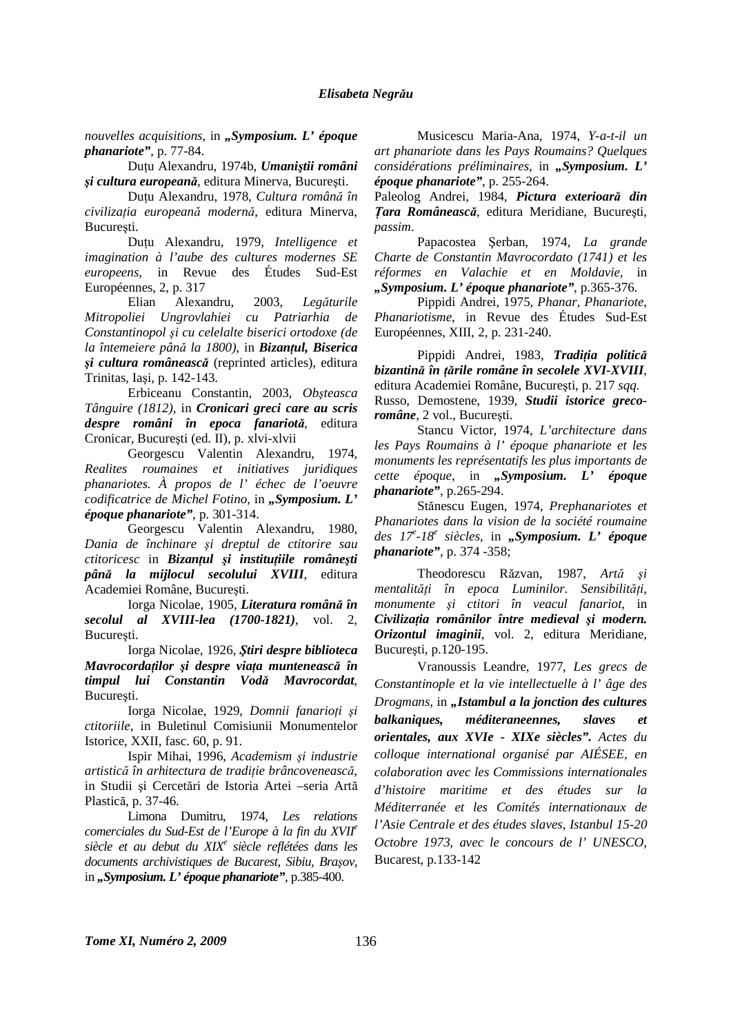*nouvelles acquisitions*, in ***„Symposium. L' époque phanariote"***, p. 77-84.

Duțu Alexandru, 1974b, ***Umaniştii români şi cultura europeană***, editura Minerva, Bucureşti.

Duțu Alexandru, 1978, *Cultura română în civilizația europeană modernă*, editura Minerva, București.

Duțu Alexandru, 1979, *Intelligence et imagination à l'aube des cultures modernes SE europeens*, in Revue des Études Sud-Est Européennes, 2, p. 317

Elian Alexandru, 2003, *Legăturile Mitropoliei Ungrovlahiei cu Patriarhia de Constantinopol şi cu celelalte biserici ortodoxe (de la întemeiere până la 1800)*, in ***Bizanțul, Biserica şi cultura românească*** (reprinted articles), editura Trinitas, Iaşi, p. 142-143.

Erbiceanu Constantin, 2003, *Obşteasca Tânguire (1812)*, in ***Cronicari greci care au scris despre români în epoca fanariotă***, editura Cronicar, Bucureşti (ed. II), p. xlvi-xlvii

Georgescu Valentin Alexandru, 1974, *Realites roumaines et initiatives juridiques phanariotes. À propos de l' échec de l'oeuvre codificatrice de Michel Fotino*, in ***„Symposium. L' époque phanariote"***, p. 301-314.

Georgescu Valentin Alexandru, 1980, *Dania de închinare şi dreptul de ctitorire sau ctitoricesc* in ***Bizanțul şi instituțiile româneşti până la mijlocul secolului XVIII***, editura Academiei Române, Bucureşti.

Iorga Nicolae, 1905, ***Literatura română în secolul al XVIII-lea (1700-1821)***, vol. 2, Bucureşti.

Iorga Nicolae, 1926, ***Ştiri despre biblioteca Mavrocordaților şi despre viața muntenească în timpul lui Constantin Vodă Mavrocordat***, Bucureşti.

Iorga Nicolae, 1929, *Domnii fanarioți şi ctitoriile*, in Buletinul Comisiunii Monumentelor Istorice, XXII, fasc. 60, p. 91.

Ispir Mihai, 1996, *Academism şi industrie artistică în arhitectura de tradiție brâncovenească*, in Studii şi Cercetări de Istoria Artei –seria Artă Plastică, p. 37-46.

Limona Dumitru, 1974, *Les relations comerciales du Sud-Est de l'Europe à la fin du XVII[e] siècle et au debut du XIX[e] siècle reflétées dans les documents archivistiques de Bucarest, Sibiu, Braşov*, in ***„Symposium. L' époque phanariote"***, p.385-400.

Musicescu Maria-Ana, 1974, *Y-a-t-il un art phanariote dans les Pays Roumains? Quelques considérations préliminaires*, in ***„Symposium. L' époque phanariote"***, p. 255-264.

Paleolog Andrei, 1984, ***Pictura exterioară din Țara Românească***, editura Meridiane, Bucureşti, *passim*.

Papacostea Şerban, 1974, *La grande Charte de Constantin Mavrocordato (1741) et les réformes en Valachie et en Moldavie*, in ***„Symposium. L' époque phanariote"***, p.365-376.

Pippidi Andrei, 1975, *Phanar, Phanariote, Phanariotisme*, in Revue des Études Sud-Est Européennes, XIII, 2, p. 231-240.

Pippidi Andrei, 1983, ***Tradiția politică bizantină în țările române în secolele XVI-XVIII***, editura Academiei Române, Bucureşti, p. 217 *sqq*.

Russo, Demostene, 1939, ***Studii istorice greco-române***, 2 vol., Bucureşti.

Stancu Victor, 1974, *L'architecture dans les Pays Roumains à l' époque phanariote et les monuments les représentatifs les plus importants de cette époque*, in ***„Symposium. L' époque phanariote"***, p.265-294.

Stănescu Eugen, 1974, *Prephanariotes et Phanariotes dans la vision de la société roumaine des 17[e]-18[e] siècles*, in ***„Symposium. L' époque phanariote"***, p. 374 -358;

Theodorescu Răzvan, 1987, *Artă şi mentalități în epoca Luminilor. Sensibilități, monumente şi ctitori în veacul fanariot*, in ***Civilizația românilor între medieval şi modern. Orizontul imaginii***, vol. 2, editura Meridiane, Bucureşti, p.120-195.

Vranoussis Leandre, 1977, *Les grecs de Constantinople et la vie intellectuelle à l' âge des Drogmans*, in ***„Istambul a la jonction des cultures balkaniques, méditeraneennes, slaves et orientales, aux XVIe - XIXe siècles"***. *Actes du colloque international organisé par AIÉSEE, en colaboration avec les Commissions internationales d'histoire maritime et des études sur la Méditerranée et les Comités internationaux de l'Asie Centrale et des études slaves, Istanbul 15-20 Octobre 1973, avec le concours de l' UNESCO*, Bucarest, p.133-142